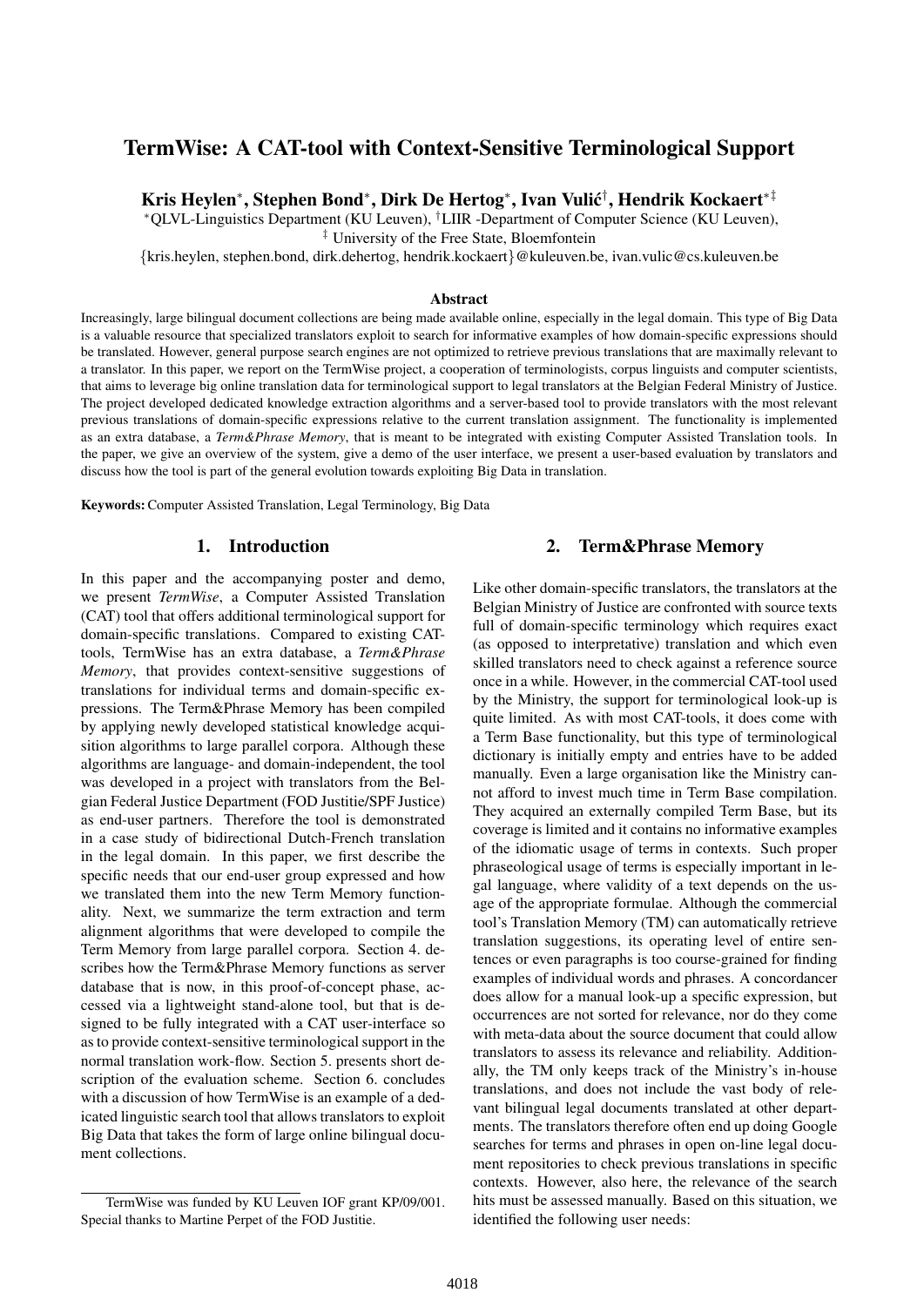# TermWise: A CAT-tool with Context-Sensitive Terminological Support

**Kris Heylen*, Stephen Bond*, Dirk De Hertog*, Ivan Vulić†, Hendrik Kockaert*‡**

*QLVL-Linguistics Department (KU Leuven), †LIIR -Department of Computer Science (KU Leuven),
‡ University of the Free State, Bloemfontein

{kris.heylen, stephen.bond, dirk.dehertog, hendrik.kockaert}@kuleuven.be, ivan.vulic@cs.kuleuven.be

### Abstract

Increasingly, large bilingual document collections are being made available online, especially in the legal domain. This type of Big Data is a valuable resource that specialized translators exploit to search for informative examples of how domain-specific expressions should be translated. However, general purpose search engines are not optimized to retrieve previous translations that are maximally relevant to a translator. In this paper, we report on the TermWise project, a cooperation of terminologists, corpus linguists and computer scientists, that aims to leverage big online translation data for terminological support to legal translators at the Belgian Federal Ministry of Justice. The project developed dedicated knowledge extraction algorithms and a server-based tool to provide translators with the most relevant previous translations of domain-specific expressions relative to the current translation assignment. The functionality is implemented as an extra database, a *Term&Phrase Memory*, that is meant to be integrated with existing Computer Assisted Translation tools. In the paper, we give an overview of the system, give a demo of the user interface, we present a user-based evaluation by translators and discuss how the tool is part of the general evolution towards exploiting Big Data in translation.

**Keywords:** Computer Assisted Translation, Legal Terminology, Big Data

## 1. Introduction

In this paper and the accompanying poster and demo, we present *TermWise*, a Computer Assisted Translation (CAT) tool that offers additional terminological support for domain-specific translations. Compared to existing CAT-tools, TermWise has an extra database, a *Term&Phrase Memory*, that provides context-sensitive suggestions of translations for individual terms and domain-specific expressions. The Term&Phrase Memory has been compiled by applying newly developed statistical knowledge acquisition algorithms to large parallel corpora. Although these algorithms are language- and domain-independent, the tool was developed in a project with translators from the Belgian Federal Justice Department (FOD Justitie/SPF Justice) as end-user partners. Therefore the tool is demonstrated in a case study of bidirectional Dutch-French translation in the legal domain. In this paper, we first describe the specific needs that our end-user group expressed and how we translated them into the new Term Memory functionality. Next, we summarize the term extraction and term alignment algorithms that were developed to compile the Term Memory from large parallel corpora. Section 4. describes how the Term&Phrase Memory functions as server database that is now, in this proof-of-concept phase, accessed via a lightweight stand-alone tool, but that is designed to be fully integrated with a CAT user-interface so as to provide context-sensitive terminological support in the normal translation work-flow. Section 5. presents short description of the evaluation scheme. Section 6. concludes with a discussion of how TermWise is an example of a dedicated linguistic search tool that allows translators to exploit Big Data that takes the form of large online bilingual document collections.

## 2. Term&Phrase Memory

Like other domain-specific translators, the translators at the Belgian Ministry of Justice are confronted with source texts full of domain-specific terminology which requires exact (as opposed to interpretative) translation and which even skilled translators need to check against a reference source once in a while. However, in the commercial CAT-tool used by the Ministry, the support for terminological look-up is quite limited. As with most CAT-tools, it does come with a Term Base functionality, but this type of terminological dictionary is initially empty and entries have to be added manually. Even a large organisation like the Ministry cannot afford to invest much time in Term Base compilation. They acquired an externally compiled Term Base, but its coverage is limited and it contains no informative examples of the idiomatic usage of terms in contexts. Such proper phraseological usage of terms is especially important in legal language, where validity of a text depends on the usage of the appropriate formulae. Although the commercial tool's Translation Memory (TM) can automatically retrieve translation suggestions, its operating level of entire sentences or even paragraphs is too course-grained for finding examples of individual words and phrases. A concordancer does allow for a manual look-up a specific expression, but occurrences are not sorted for relevance, nor do they come with meta-data about the source document that could allow translators to assess its relevance and reliability. Additionally, the TM only keeps track of the Ministry's in-house translations, and does not include the vast body of relevant bilingual legal documents translated at other departments. The translators therefore often end up doing Google searches for terms and phrases in open on-line legal document repositories to check previous translations in specific contexts. However, also here, the relevance of the search hits must be assessed manually. Based on this situation, we identified the following user needs:

---

TermWise was funded by KU Leuven IOF grant KP/09/001. Special thanks to Martine Perpet of the FOD Justitie.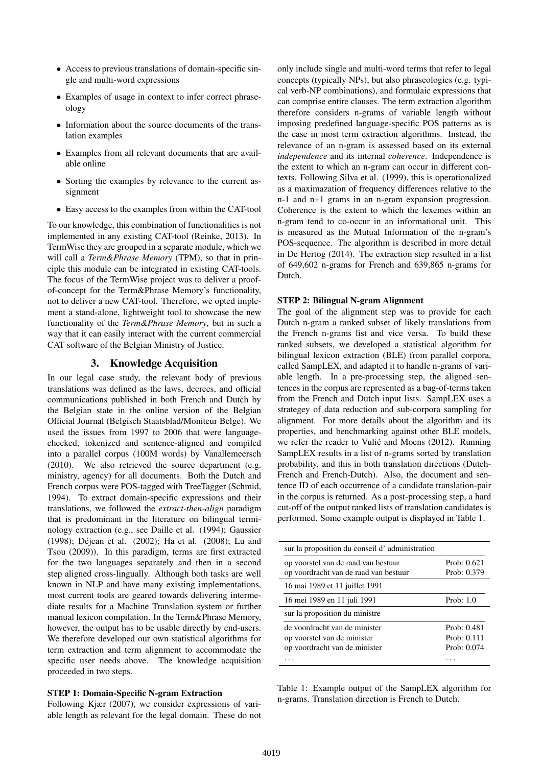- Access to previous translations of domain-specific single and multi-word expressions
- Examples of usage in context to infer correct phraseology
- Information about the source documents of the translation examples
- Examples from all relevant documents that are available online
- Sorting the examples by relevance to the current assignment
- Easy access to the examples from within the CAT-tool

To our knowledge, this combination of functionalities is not implemented in any existing CAT-tool (Reinke, 2013). In TermWise they are grouped in a separate module, which we will call a *Term&Phrase Memory* (TPM), so that in principle this module can be integrated in existing CAT-tools. The focus of the TermWise project was to deliver a proof-of-concept for the Term&Phrase Memory's functionality, not to deliver a new CAT-tool. Therefore, we opted implement a stand-alone, lightweight tool to showcase the new functionality of the *Term&Phrase Memory*, but in such a way that it can easily interact with the current commercial CAT software of the Belgian Ministry of Justice.

## 3. Knowledge Acquisition

In our legal case study, the relevant body of previous translations was defined as the laws, decrees, and official communications published in both French and Dutch by the Belgian state in the online version of the Belgian Official Journal (Belgisch Staatsblad/Moniteur Belge). We used the issues from 1997 to 2006 that were language-checked, tokenized and sentence-aligned and compiled into a parallel corpus (100M words) by Vanallemeersch (2010). We also retrieved the source department (e.g. ministry, agency) for all documents. Both the Dutch and French corpus were POS-tagged with TreeTagger (Schmid, 1994). To extract domain-specific expressions and their translations, we followed the *extract-then-align* paradigm that is predominant in the literature on bilingual terminology extraction (e.g., see Daille et al. (1994); Gaussier (1998); Déjean et al. (2002); Ha et al. (2008); Lu and Tsou (2009)). In this paradigm, terms are first extracted for the two languages separately and then in a second step aligned cross-lingually. Although both tasks are well known in NLP and have many existing implementations, most current tools are geared towards delivering intermediate results for a Machine Translation system or further manual lexicon compilation. In the Term&Phrase Memory, however, the output has to be usable directly by end-users. We therefore developed our own statistical algorithms for term extraction and term alignment to accommodate the specific user needs above. The knowledge acquisition proceeded in two steps.

**STEP 1: Domain-Specific N-gram Extraction**

Following Kjær (2007), we consider expressions of variable length as relevant for the legal domain. These do not only include single and multi-word terms that refer to legal concepts (typically NPs), but also phraseologies (e.g. typical verb-NP combinations), and formulaic expressions that can comprise entire clauses. The term extraction algorithm therefore considers n-grams of variable length without imposing predefined language-specific POS patterns as is the case in most term extraction algorithms. Instead, the relevance of an n-gram is assessed based on its external *independence* and its internal *coherence*. Independence is the extent to which an n-gram can occur in different contexts. Following Silva et al. (1999), this is operationalized as a maximazation of frequency differences relative to the n-1 and n+1 grams in an n-gram expansion progression. Coherence is the extent to which the lexemes within an n-gram tend to co-occur in an informational unit. This is measured as the Mutual Information of the n-gram's POS-sequence. The algorithm is described in more detail in De Hertog (2014). The extraction step resulted in a list of 649,602 n-grams for French and 639,865 n-grams for Dutch.

**STEP 2: Bilingual N-gram Alignment**

The goal of the alignment step was to provide for each Dutch n-gram a ranked subset of likely translations from the French n-grams list and vice versa. To build these ranked subsets, we developed a statistical algorithm for bilingual lexicon extraction (BLE) from parallel corpora, called SampLEX, and adapted it to handle n-grams of variable length. In a pre-processing step, the aligned sentences in the corpus are represented as a bag-of-terms taken from the French and Dutch input lists. SampLEX uses a strategey of data reduction and sub-corpora sampling for alignment. For more details about the algorithm and its properties, and benchmarking against other BLE models, we refer the reader to Vulić and Moens (2012). Running SampLEX results in a list of n-grams sorted by translation probability, and this in both translation directions (Dutch-French and French-Dutch). Also, the document and sentence ID of each occurrence of a candidate translation-pair in the corpus is returned. As a post-processing step, a hard cut-off of the output ranked lists of translation candidates is performed. Some example output is displayed in Table 1.

| sur la proposition du conseil d' administration | |
|---|---|
| op voorstel van de raad van bestuur | Prob: 0.621 |
| op voordracht van de raad van bestuur | Prob: 0.379 |
| 16 mai 1989 et 11 juillet 1991 | |
| 16 mei 1989 en 11 juli 1991 | Prob: 1.0 |
| sur la proposition du ministre | |
| de voordracht van de minister | Prob: 0.481 |
| op voorstel van de minister | Prob: 0.111 |
| op voordracht van de minister | Prob: 0.074 |
| ... | ... |

Table 1: Example output of the SampLEX algorithm for n-grams. Translation direction is French to Dutch.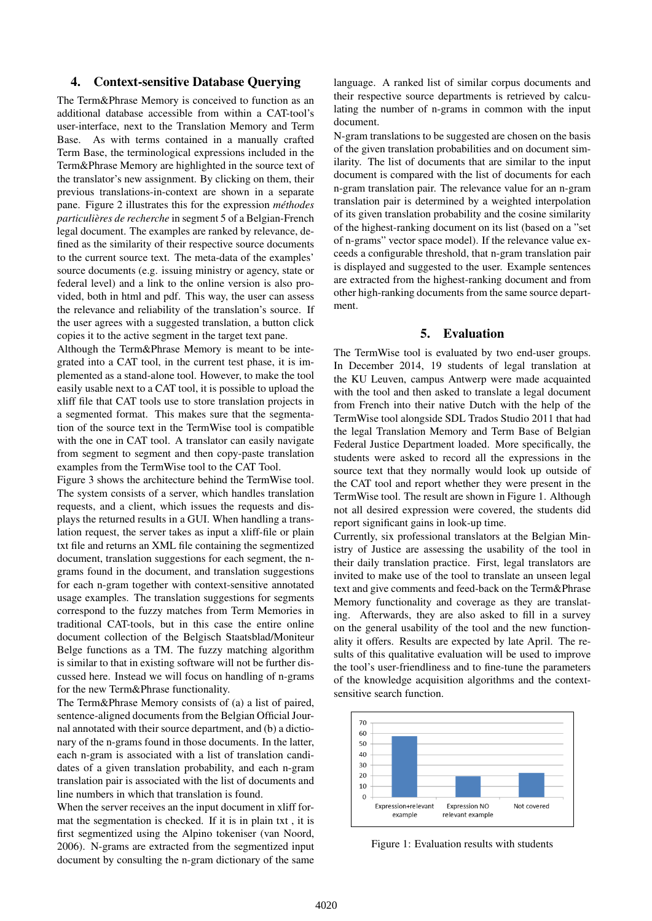## 4. Context-sensitive Database Querying

The Term&Phrase Memory is conceived to function as an additional database accessible from within a CAT-tool's user-interface, next to the Translation Memory and Term Base. As with terms contained in a manually crafted Term Base, the terminological expressions included in the Term&Phrase Memory are highlighted in the source text of the translator's new assignment. By clicking on them, their previous translations-in-context are shown in a separate pane. Figure 2 illustrates this for the expression *méthodes particulières de recherche* in segment 5 of a Belgian-French legal document. The examples are ranked by relevance, defined as the similarity of their respective source documents to the current source text. The meta-data of the examples' source documents (e.g. issuing ministry or agency, state or federal level) and a link to the online version is also provided, both in html and pdf. This way, the user can assess the relevance and reliability of the translation's source. If the user agrees with a suggested translation, a button click copies it to the active segment in the target text pane.

Although the Term&Phrase Memory is meant to be integrated into a CAT tool, in the current test phase, it is implemented as a stand-alone tool. However, to make the tool easily usable next to a CAT tool, it is possible to upload the xliff file that CAT tools use to store translation projects in a segmented format. This makes sure that the segmentation of the source text in the TermWise tool is compatible with the one in CAT tool. A translator can easily navigate from segment to segment and then copy-paste translation examples from the TermWise tool to the CAT Tool.

Figure 3 shows the architecture behind the TermWise tool. The system consists of a server, which handles translation requests, and a client, which issues the requests and displays the returned results in a GUI. When handling a translation request, the server takes as input a xliff-file or plain txt file and returns an XML file containing the segmentized document, translation suggestions for each segment, the n-grams found in the document, and translation suggestions for each n-gram together with context-sensitive annotated usage examples. The translation suggestions for segments correspond to the fuzzy matches from Term Memories in traditional CAT-tools, but in this case the entire online document collection of the Belgisch Staatsblad/Moniteur Belge functions as a TM. The fuzzy matching algorithm is similar to that in existing software will not be further discussed here. Instead we will focus on handling of n-grams for the new Term&Phrase functionality.

The Term&Phrase Memory consists of (a) a list of paired, sentence-aligned documents from the Belgian Official Journal annotated with their source department, and (b) a dictionary of the n-grams found in those documents. In the latter, each n-gram is associated with a list of translation candidates of a given translation probability, and each n-gram translation pair is associated with the list of documents and line numbers in which that translation is found.

When the server receives an the input document in xliff format the segmentation is checked. If it is in plain txt , it is first segmentized using the Alpino tokeniser (van Noord, 2006). N-grams are extracted from the segmentized input document by consulting the n-gram dictionary of the same language. A ranked list of similar corpus documents and their respective source departments is retrieved by calculating the number of n-grams in common with the input document.

N-gram translations to be suggested are chosen on the basis of the given translation probabilities and on document similarity. The list of documents that are similar to the input document is compared with the list of documents for each n-gram translation pair. The relevance value for an n-gram translation pair is determined by a weighted interpolation of its given translation probability and the cosine similarity of the highest-ranking document on its list (based on a "set of n-grams" vector space model). If the relevance value exceeds a configurable threshold, that n-gram translation pair is displayed and suggested to the user. Example sentences are extracted from the highest-ranking document and from other high-ranking documents from the same source department.

## 5. Evaluation

The TermWise tool is evaluated by two end-user groups. In December 2014, 19 students of legal translation at the KU Leuven, campus Antwerp were made acquainted with the tool and then asked to translate a legal document from French into their native Dutch with the help of the TermWise tool alongside SDL Trados Studio 2011 that had the legal Translation Memory and Term Base of Belgian Federal Justice Department loaded. More specifically, the students were asked to record all the expressions in the source text that they normally would look up outside of the CAT tool and report whether they were present in the TermWise tool. The result are shown in Figure 1. Although not all desired expression were covered, the students did report significant gains in look-up time.

Currently, six professional translators at the Belgian Ministry of Justice are assessing the usability of the tool in their daily translation practice. First, legal translators are invited to make use of the tool to translate an unseen legal text and give comments and feed-back on the Term&Phrase Memory functionality and coverage as they are translating. Afterwards, they are also asked to fill in a survey on the general usability of the tool and the new functionality it offers. Results are expected by late April. The results of this qualitative evaluation will be used to improve the tool's user-friendliness and to fine-tune the parameters of the knowledge acquisition algorithms and the context-sensitive search function.

Figure 1: Evaluation results with students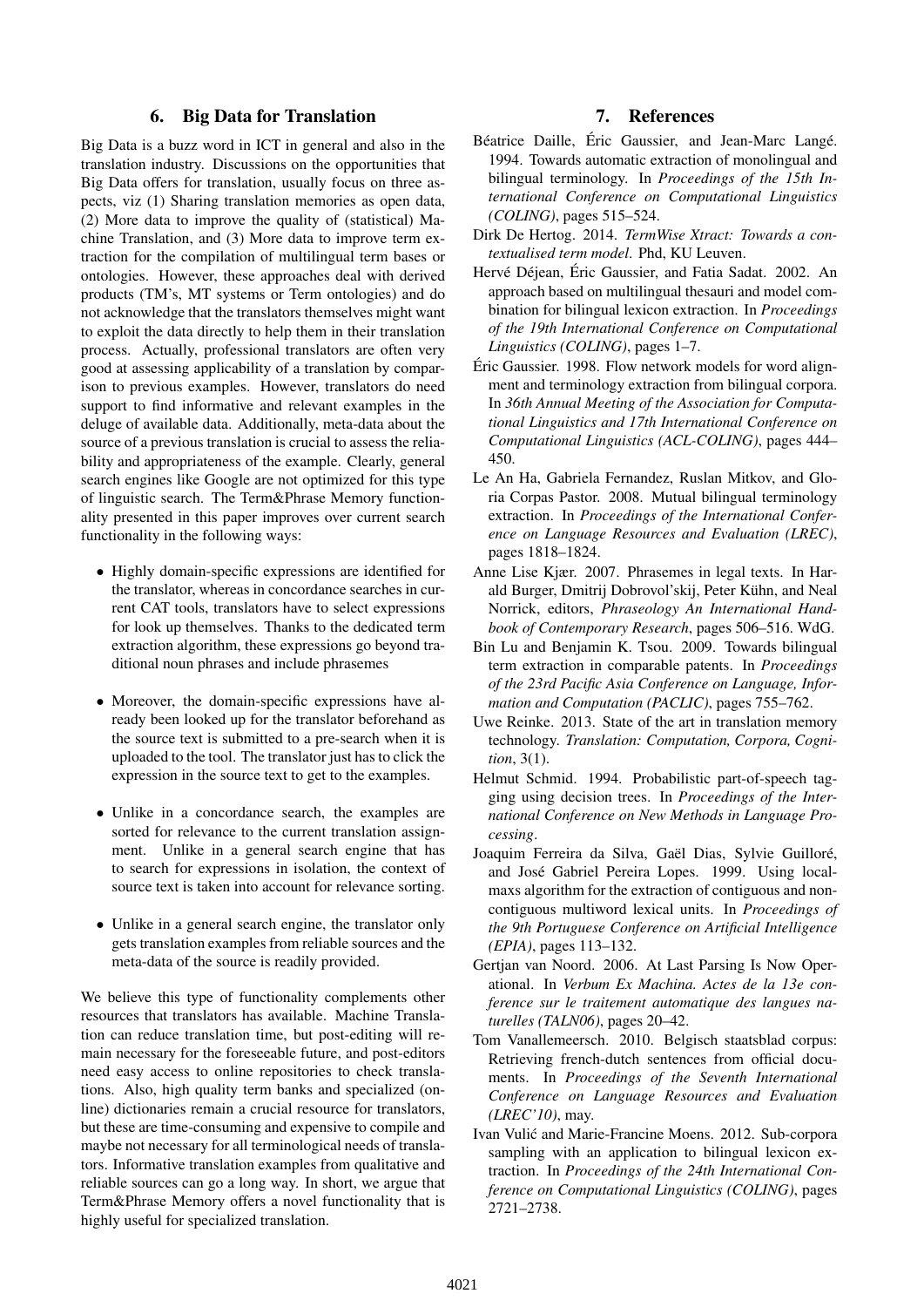## 6. Big Data for Translation

Big Data is a buzz word in ICT in general and also in the translation industry. Discussions on the opportunities that Big Data offers for translation, usually focus on three aspects, viz (1) Sharing translation memories as open data, (2) More data to improve the quality of (statistical) Machine Translation, and (3) More data to improve term extraction for the compilation of multilingual term bases or ontologies. However, these approaches deal with derived products (TM's, MT systems or Term ontologies) and do not acknowledge that the translators themselves might want to exploit the data directly to help them in their translation process. Actually, professional translators are often very good at assessing applicability of a translation by comparison to previous examples. However, translators do need support to find informative and relevant examples in the deluge of available data. Additionally, meta-data about the source of a previous translation is crucial to assess the reliability and appropriateness of the example. Clearly, general search engines like Google are not optimized for this type of linguistic search. The Term&Phrase Memory functionality presented in this paper improves over current search functionality in the following ways:

- Highly domain-specific expressions are identified for the translator, whereas in concordance searches in current CAT tools, translators have to select expressions for look up themselves. Thanks to the dedicated term extraction algorithm, these expressions go beyond traditional noun phrases and include phrasemes
- Moreover, the domain-specific expressions have already been looked up for the translator beforehand as the source text is submitted to a pre-search when it is uploaded to the tool. The translator just has to click the expression in the source text to get to the examples.
- Unlike in a concordance search, the examples are sorted for relevance to the current translation assignment. Unlike in a general search engine that has to search for expressions in isolation, the context of source text is taken into account for relevance sorting.
- Unlike in a general search engine, the translator only gets translation examples from reliable sources and the meta-data of the source is readily provided.

We believe this type of functionality complements other resources that translators has available. Machine Translation can reduce translation time, but post-editing will remain necessary for the foreseeable future, and post-editors need easy access to online repositories to check translations. Also, high quality term banks and specialized (online) dictionaries remain a crucial resource for translators, but these are time-consuming and expensive to compile and maybe not necessary for all terminological needs of translators. Informative translation examples from qualitative and reliable sources can go a long way. In short, we argue that Term&Phrase Memory offers a novel functionality that is highly useful for specialized translation.

## 7. References

Béatrice Daille, Éric Gaussier, and Jean-Marc Langé. 1994. Towards automatic extraction of monolingual and bilingual terminology. In *Proceedings of the 15th International Conference on Computational Linguistics (COLING)*, pages 515–524.

Dirk De Hertog. 2014. *TermWise Xtract: Towards a contextualised term model*. Phd, KU Leuven.

Hervé Déjean, Éric Gaussier, and Fatia Sadat. 2002. An approach based on multilingual thesauri and model combination for bilingual lexicon extraction. In *Proceedings of the 19th International Conference on Computational Linguistics (COLING)*, pages 1–7.

Éric Gaussier. 1998. Flow network models for word alignment and terminology extraction from bilingual corpora. In *36th Annual Meeting of the Association for Computational Linguistics and 17th International Conference on Computational Linguistics (ACL-COLING)*, pages 444–450.

Le An Ha, Gabriela Fernandez, Ruslan Mitkov, and Gloria Corpas Pastor. 2008. Mutual bilingual terminology extraction. In *Proceedings of the International Conference on Language Resources and Evaluation (LREC)*, pages 1818–1824.

Anne Lise Kjær. 2007. Phrasemes in legal texts. In Harald Burger, Dmitrij Dobrovol'skij, Peter Kühn, and Neal Norrick, editors, *Phraseology An International Handbook of Contemporary Research*, pages 506–516. WdG.

Bin Lu and Benjamin K. Tsou. 2009. Towards bilingual term extraction in comparable patents. In *Proceedings of the 23rd Pacific Asia Conference on Language, Information and Computation (PACLIC)*, pages 755–762.

Uwe Reinke. 2013. State of the art in translation memory technology. *Translation: Computation, Corpora, Cognition*, 3(1).

Helmut Schmid. 1994. Probabilistic part-of-speech tagging using decision trees. In *Proceedings of the International Conference on New Methods in Language Processing*.

Joaquim Ferreira da Silva, Gaël Dias, Sylvie Guilloré, and José Gabriel Pereira Lopes. 1999. Using localmaxs algorithm for the extraction of contiguous and noncontiguous multiword lexical units. In *Proceedings of the 9th Portuguese Conference on Artificial Intelligence (EPIA)*, pages 113–132.

Gertjan van Noord. 2006. At Last Parsing Is Now Operational. In *Verbum Ex Machina. Actes de la 13e conference sur le traitement automatique des langues naturelles (TALN06)*, pages 20–42.

Tom Vanallemeersch. 2010. Belgisch staatsblad corpus: Retrieving french-dutch sentences from official documents. In *Proceedings of the Seventh International Conference on Language Resources and Evaluation (LREC'10)*, may.

Ivan Vulić and Marie-Francine Moens. 2012. Sub-corpora sampling with an application to bilingual lexicon extraction. In *Proceedings of the 24th International Conference on Computational Linguistics (COLING)*, pages 2721–2738.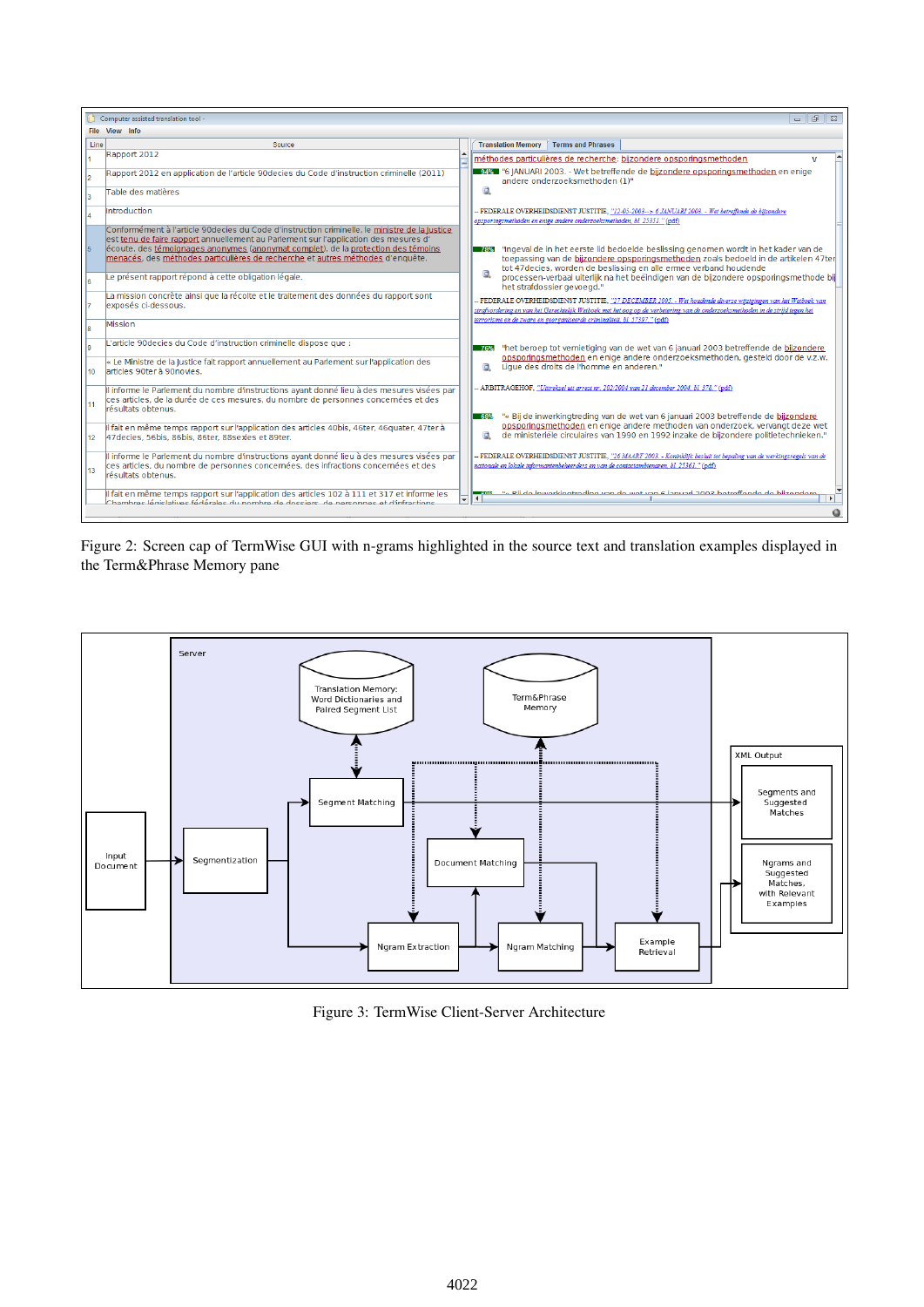Figure 2: Screen cap of TermWise GUI with n-grams highlighted in the source text and translation examples displayed in the Term&Phrase Memory pane

Server

Translation Memory: Word Dictionaries and Paired Segment List

Term&Phrase Memory

Input Document

Segmentization

Segment Matching

Document Matching

Ngram Extraction

Ngram Matching

Example Retrieval

XML Output

Segments and Suggested Matches

Ngrams and Suggested Matches, with Relevant Examples

Figure 3: TermWise Client-Server Architecture